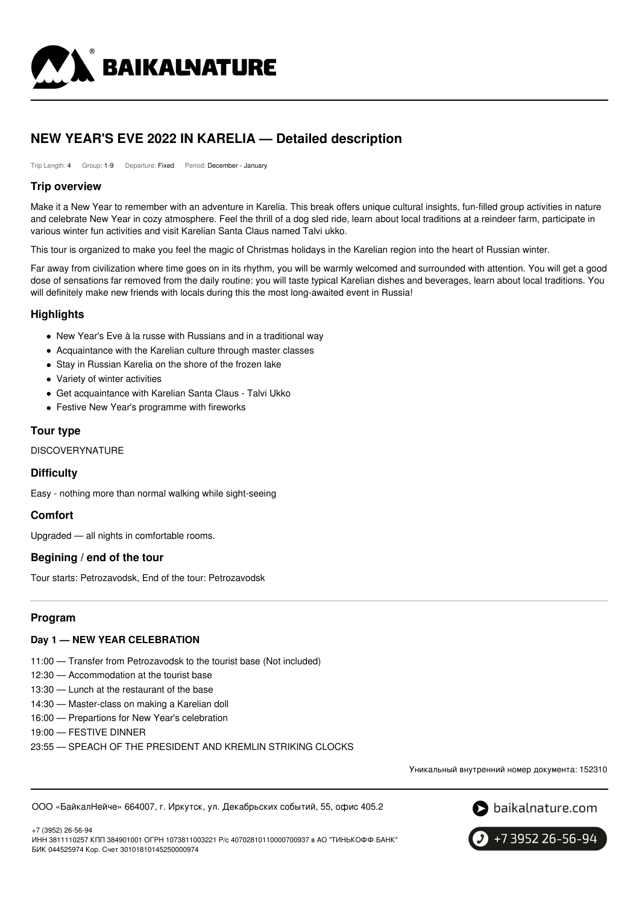# NEW YEAR'S EVE 2022 IN KARELIA — Detailed description

Trip Length: 4 Group: 1-9 Departure: Fixed Period: December - January

## Trip overview

Make it a New Year to remember with an adventure in Karelia. This break offers unique cultural insights, fun-filled group activities in nature and celebrate New Year in cozy atmosphere. Feel the thrill of a dog sled ride, learn about local traditions at a reindeer farm, participate in various winter fun activities and visit Karelian Santa Claus named Talvi ukko.

This tour is organized to make you feel the magic of Christmas holidays in the Karelian region into the heart of Russian winter.

Far away from civilization where time goes on in its rhythm, you will be warmly welcomed and surrounded with attention. You will get a good dose of sensations far removed from the daily routine: you will taste typical Karelian dishes and beverages, learn about local traditions. You will definitely make new friends with locals during this the most long-awaited event in Russia!

## Highlights

- New Year's Eve à la russe with Russians and in a traditional way
- Acquaintance with the Karelian culture through master classes
- Stay in Russian Karelia on the shore of the frozen lake
- Variety of winter activities
- Get acquaintance with Karelian Santa Claus - Talvi Ukko
- Festive New Year's programme with fireworks

## Tour type

DISCOVERYNATURE

## Difficulty

Easy - nothing more than normal walking while sight-seeing

## Comfort

Upgraded — all nights in comfortable rooms.

## Begining / end of the tour

Tour starts: Petrozavodsk, End of the tour: Petrozavodsk

---

## Program

### Day 1 — NEW YEAR CELEBRATION

11:00 — Transfer from Petrozavodsk to the tourist base (Not included)
12:30 — Accommodation at the tourist base
13:30 — Lunch at the restaurant of the base
14:30 — Master-class on making a Karelian doll
16:00 — Prepartions for New Year's celebration
19:00 — FESTIVE DINNER
23:55 — SPEACH OF THE PRESIDENT AND KREMLIN STRIKING CLOCKS

Уникальный внутренний номер документа: 152310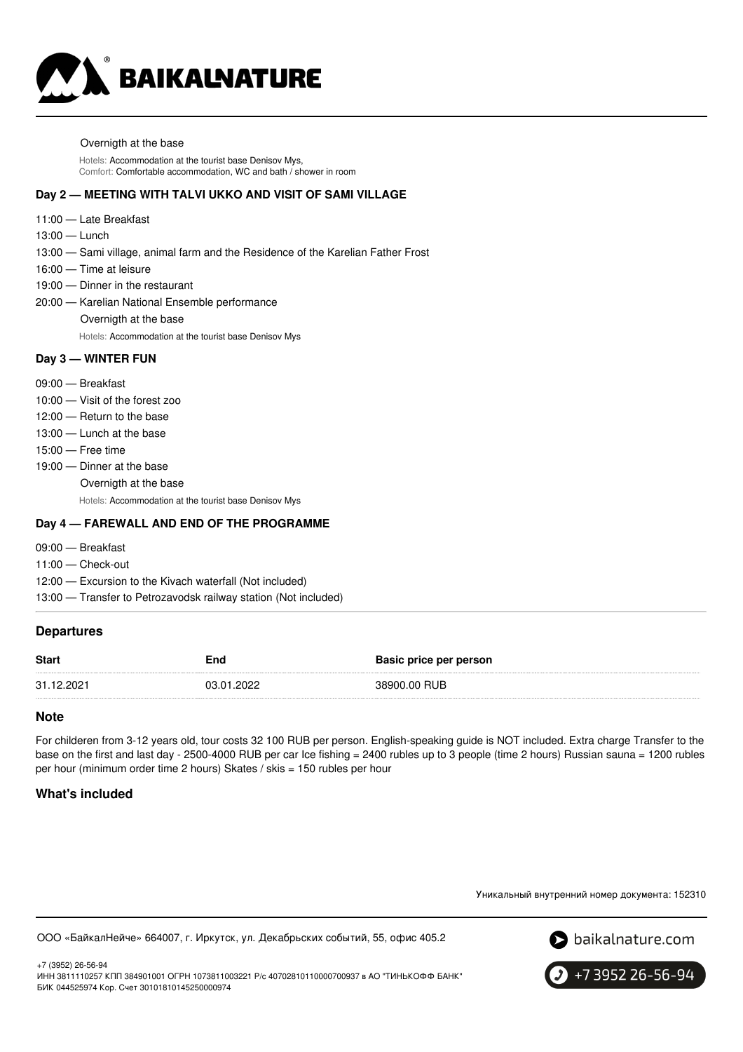Overnigth at the base

Hotels: Accommodation at the tourist base Denisov Mys,
Comfort: Comfortable accommodation, WC and bath / shower in room

**Day 2 — MEETING WITH TALVI UKKO AND VISIT OF SAMI VILLAGE**

11:00 — Late Breakfast
13:00 — Lunch
13:00 — Sami village, animal farm and the Residence of the Karelian Father Frost
16:00 — Time at leisure
19:00 — Dinner in the restaurant
20:00 — Karelian National Ensemble performance

Overnigth at the base

Hotels: Accommodation at the tourist base Denisov Mys

**Day 3 — WINTER FUN**

09:00 — Breakfast
10:00 — Visit of the forest zoo
12:00 — Return to the base
13:00 — Lunch at the base
15:00 — Free time
19:00 — Dinner at the base

Overnigth at the base

Hotels: Accommodation at the tourist base Denisov Mys

**Day 4 — FAREWALL AND END OF THE PROGRAMME**

09:00 — Breakfast
11:00 — Check-out
12:00 — Excursion to the Kivach waterfall (Not included)
13:00 — Transfer to Petrozavodsk railway station (Not included)

## Departures

| Start | End | Basic price per person |
|---|---|---|
| 31.12.2021 | 03.01.2022 | 38900.00 RUB |

## Note

For childeren from 3-12 years old, tour costs 32 100 RUB per person. English-speaking guide is NOT included. Extra charge Transfer to the base on the first and last day - 2500-4000 RUB per car Ice fishing = 2400 rubles up to 3 people (time 2 hours) Russian sauna = 1200 rubles per hour (minimum order time 2 hours) Skates / skis = 150 rubles per hour

## What's included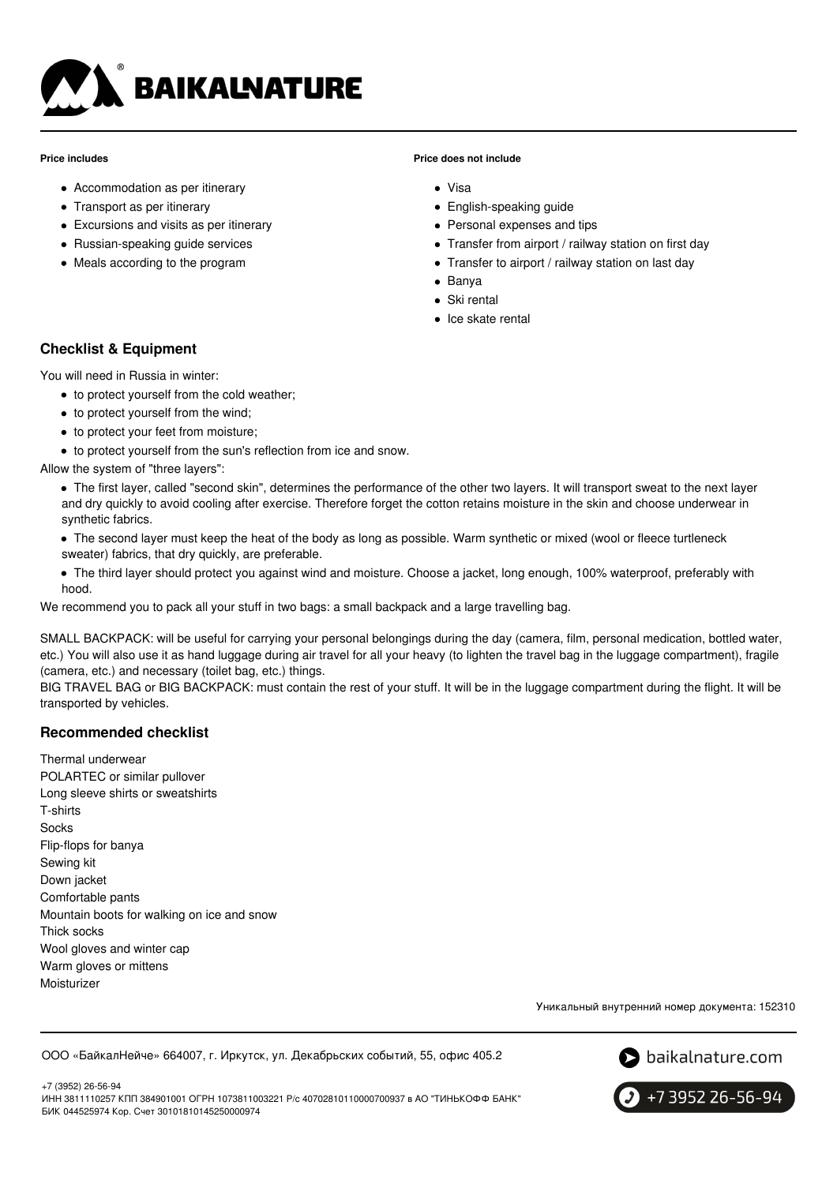**Price includes**

- Accommodation as per itinerary
- Transport as per itinerary
- Excursions and visits as per itinerary
- Russian-speaking guide services
- Meals according to the program

**Price does not include**

- Visa
- English-speaking guide
- Personal expenses and tips
- Transfer from airport / railway station on first day
- Transfer to airport / railway station on last day
- Banya
- Ski rental
- Ice skate rental

## Checklist & Equipment

You will need in Russia in winter:

- to protect yourself from the cold weather;
- to protect yourself from the wind;
- to protect your feet from moisture;
- to protect yourself from the sun's reflection from ice and snow.

Allow the system of "three layers":

- The first layer, called "second skin", determines the performance of the other two layers. It will transport sweat to the next layer and dry quickly to avoid cooling after exercise. Therefore forget the cotton retains moisture in the skin and choose underwear in synthetic fabrics.
- The second layer must keep the heat of the body as long as possible. Warm synthetic or mixed (wool or fleece turtleneck sweater) fabrics, that dry quickly, are preferable.
- The third layer should protect you against wind and moisture. Choose a jacket, long enough, 100% waterproof, preferably with hood.

We recommend you to pack all your stuff in two bags: a small backpack and a large travelling bag.

SMALL BACKPACK: will be useful for carrying your personal belongings during the day (camera, film, personal medication, bottled water, etc.) You will also use it as hand luggage during air travel for all your heavy (to lighten the travel bag in the luggage compartment), fragile (camera, etc.) and necessary (toilet bag, etc.) things.
BIG TRAVEL BAG or BIG BACKPACK: must contain the rest of your stuff. It will be in the luggage compartment during the flight. It will be transported by vehicles.

## Recommended checklist

Thermal underwear
POLARTEC or similar pullover
Long sleeve shirts or sweatshirts
T-shirts
Socks
Flip-flops for banya
Sewing kit
Down jacket
Comfortable pants
Mountain boots for walking on ice and snow
Thick socks
Wool gloves and winter cap
Warm gloves or mittens
Moisturizer

Уникальный внутренний номер документа: 152310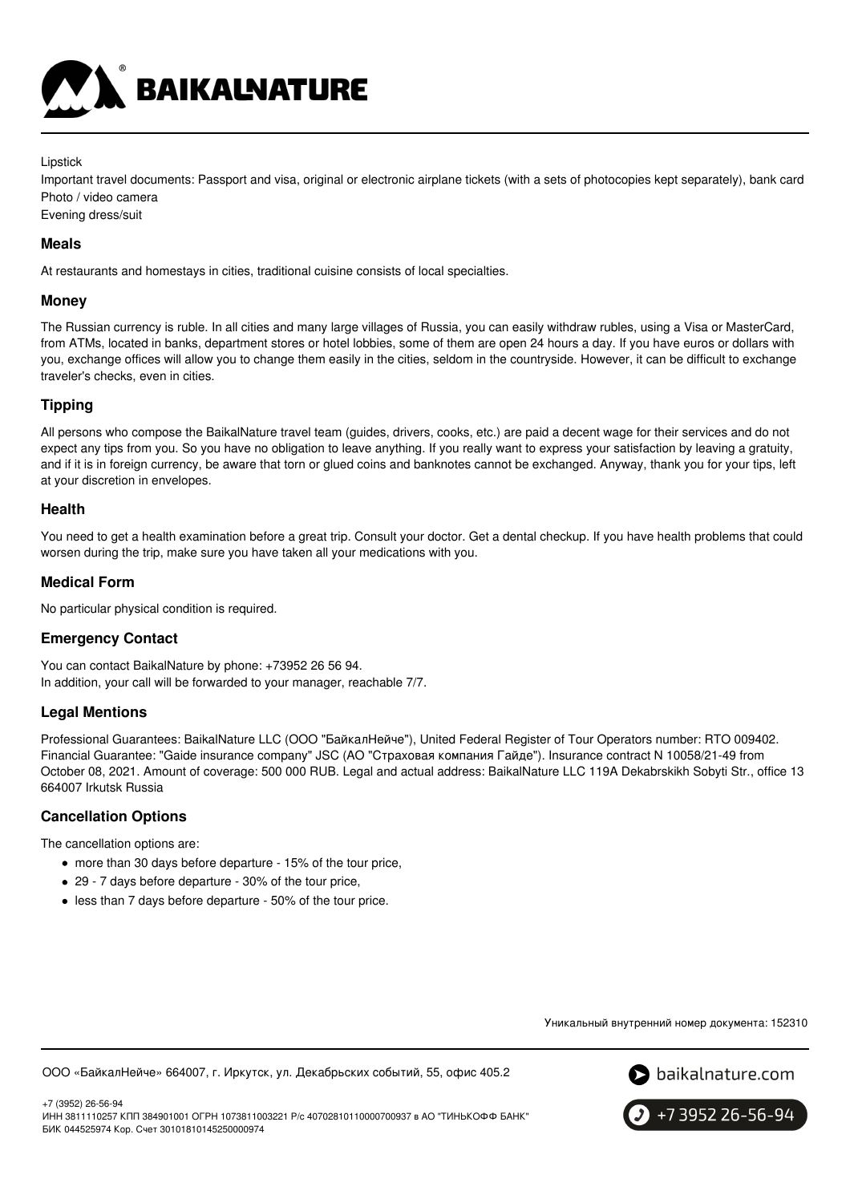Lipstick
Important travel documents: Passport and visa, original or electronic airplane tickets (with a sets of photocopies kept separately), bank card
Photo / video camera
Evening dress/suit

### Meals

At restaurants and homestays in cities, traditional cuisine consists of local specialties.

### Money

The Russian currency is ruble. In all cities and many large villages of Russia, you can easily withdraw rubles, using a Visa or MasterCard, from ATMs, located in banks, department stores or hotel lobbies, some of them are open 24 hours a day. If you have euros or dollars with you, exchange offices will allow you to change them easily in the cities, seldom in the countryside. However, it can be difficult to exchange traveler's checks, even in cities.

### Tipping

All persons who compose the BaikalNature travel team (guides, drivers, cooks, etc.) are paid a decent wage for their services and do not expect any tips from you. So you have no obligation to leave anything. If you really want to express your satisfaction by leaving a gratuity, and if it is in foreign currency, be aware that torn or glued coins and banknotes cannot be exchanged. Anyway, thank you for your tips, left at your discretion in envelopes.

### Health

You need to get a health examination before a great trip. Consult your doctor. Get a dental checkup. If you have health problems that could worsen during the trip, make sure you have taken all your medications with you.

### Medical Form

No particular physical condition is required.

### Emergency Contact

You can contact BaikalNature by phone: +73952 26 56 94.
In addition, your call will be forwarded to your manager, reachable 7/7.

### Legal Mentions

Professional Guarantees: BaikalNature LLC (ООО "БайкалНейче"), United Federal Register of Tour Operators number: RTO 009402. Financial Guarantee: "Gaide insurance company" JSC (АО "Страховая компания Гайде"). Insurance contract N 10058/21-49 from October 08, 2021. Amount of coverage: 500 000 RUB. Legal and actual address: BaikalNature LLC 119A Dekabrskikh Sobyti Str., office 13 664007 Irkutsk Russia

### Cancellation Options

The cancellation options are:

- more than 30 days before departure - 15% of the tour price,
- 29 - 7 days before departure - 30% of the tour price,
- less than 7 days before departure - 50% of the tour price.

Уникальный внутренний номер документа: 152310